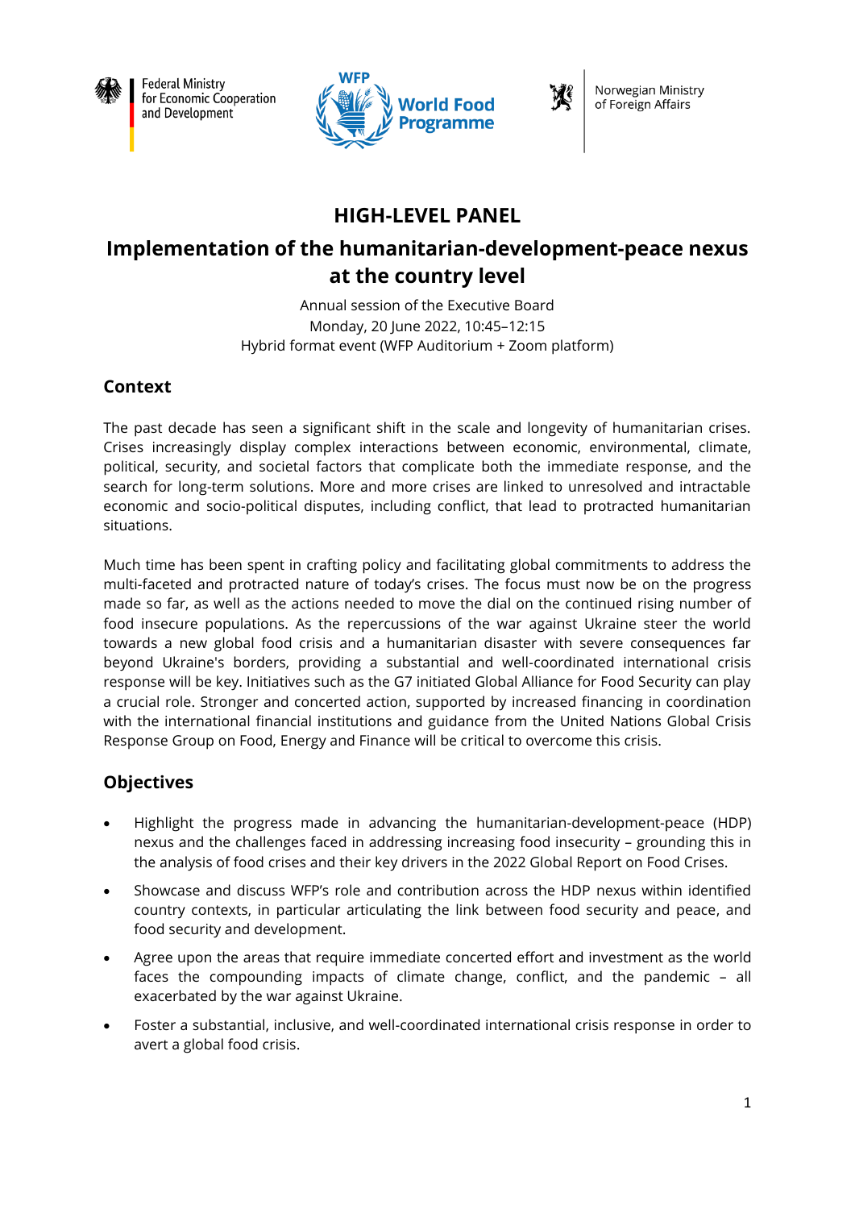Federal Ministry for Economic Cooperation and Development

World Food Programme

Norwegian Ministry of Foreign Affairs

# HIGH-LEVEL PANEL

# Implementation of the humanitarian-development-peace nexus at the country level

Annual session of the Executive Board
Monday, 20 June 2022, 10:45–12:15
Hybrid format event (WFP Auditorium + Zoom platform)

## Context

The past decade has seen a significant shift in the scale and longevity of humanitarian crises. Crises increasingly display complex interactions between economic, environmental, climate, political, security, and societal factors that complicate both the immediate response, and the search for long-term solutions. More and more crises are linked to unresolved and intractable economic and socio-political disputes, including conflict, that lead to protracted humanitarian situations.

Much time has been spent in crafting policy and facilitating global commitments to address the multi-faceted and protracted nature of today's crises. The focus must now be on the progress made so far, as well as the actions needed to move the dial on the continued rising number of food insecure populations. As the repercussions of the war against Ukraine steer the world towards a new global food crisis and a humanitarian disaster with severe consequences far beyond Ukraine's borders, providing a substantial and well-coordinated international crisis response will be key. Initiatives such as the G7 initiated Global Alliance for Food Security can play a crucial role. Stronger and concerted action, supported by increased financing in coordination with the international financial institutions and guidance from the United Nations Global Crisis Response Group on Food, Energy and Finance will be critical to overcome this crisis.

## Objectives

- Highlight the progress made in advancing the humanitarian-development-peace (HDP) nexus and the challenges faced in addressing increasing food insecurity – grounding this in the analysis of food crises and their key drivers in the 2022 Global Report on Food Crises.
- Showcase and discuss WFP's role and contribution across the HDP nexus within identified country contexts, in particular articulating the link between food security and peace, and food security and development.
- Agree upon the areas that require immediate concerted effort and investment as the world faces the compounding impacts of climate change, conflict, and the pandemic – all exacerbated by the war against Ukraine.
- Foster a substantial, inclusive, and well-coordinated international crisis response in order to avert a global food crisis.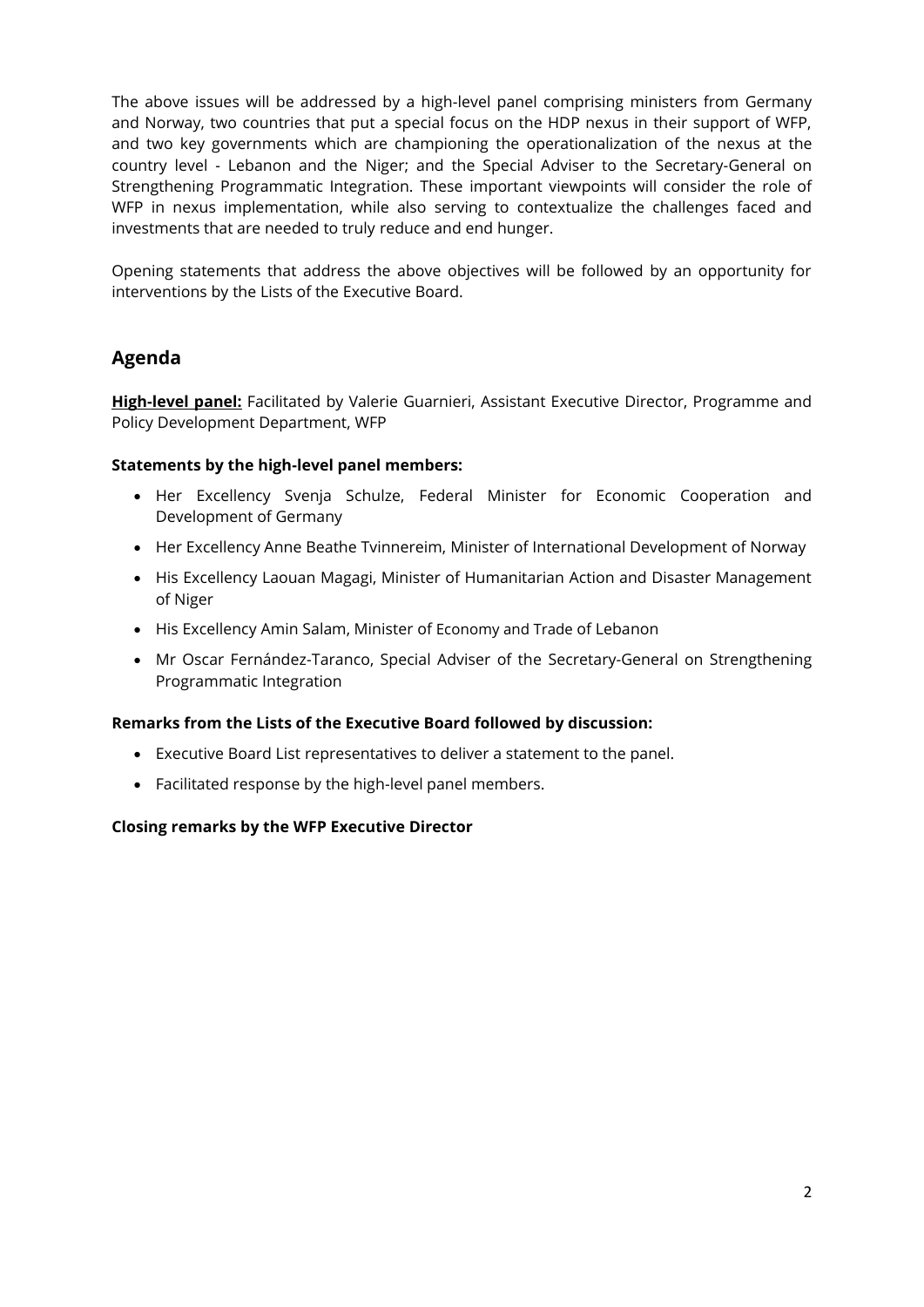The above issues will be addressed by a high-level panel comprising ministers from Germany and Norway, two countries that put a special focus on the HDP nexus in their support of WFP, and two key governments which are championing the operationalization of the nexus at the country level - Lebanon and the Niger; and the Special Adviser to the Secretary-General on Strengthening Programmatic Integration. These important viewpoints will consider the role of WFP in nexus implementation, while also serving to contextualize the challenges faced and investments that are needed to truly reduce and end hunger.

Opening statements that address the above objectives will be followed by an opportunity for interventions by the Lists of the Executive Board.

## Agenda

**High-level panel:** Facilitated by Valerie Guarnieri, Assistant Executive Director, Programme and Policy Development Department, WFP

**Statements by the high-level panel members:**

- Her Excellency Svenja Schulze, Federal Minister for Economic Cooperation and Development of Germany
- Her Excellency Anne Beathe Tvinnereim, Minister of International Development of Norway
- His Excellency Laouan Magagi, Minister of Humanitarian Action and Disaster Management of Niger
- His Excellency Amin Salam, Minister of Economy and Trade of Lebanon
- Mr Oscar Fernández-Taranco, Special Adviser of the Secretary-General on Strengthening Programmatic Integration

**Remarks from the Lists of the Executive Board followed by discussion:**

- Executive Board List representatives to deliver a statement to the panel.
- Facilitated response by the high-level panel members.

**Closing remarks by the WFP Executive Director**